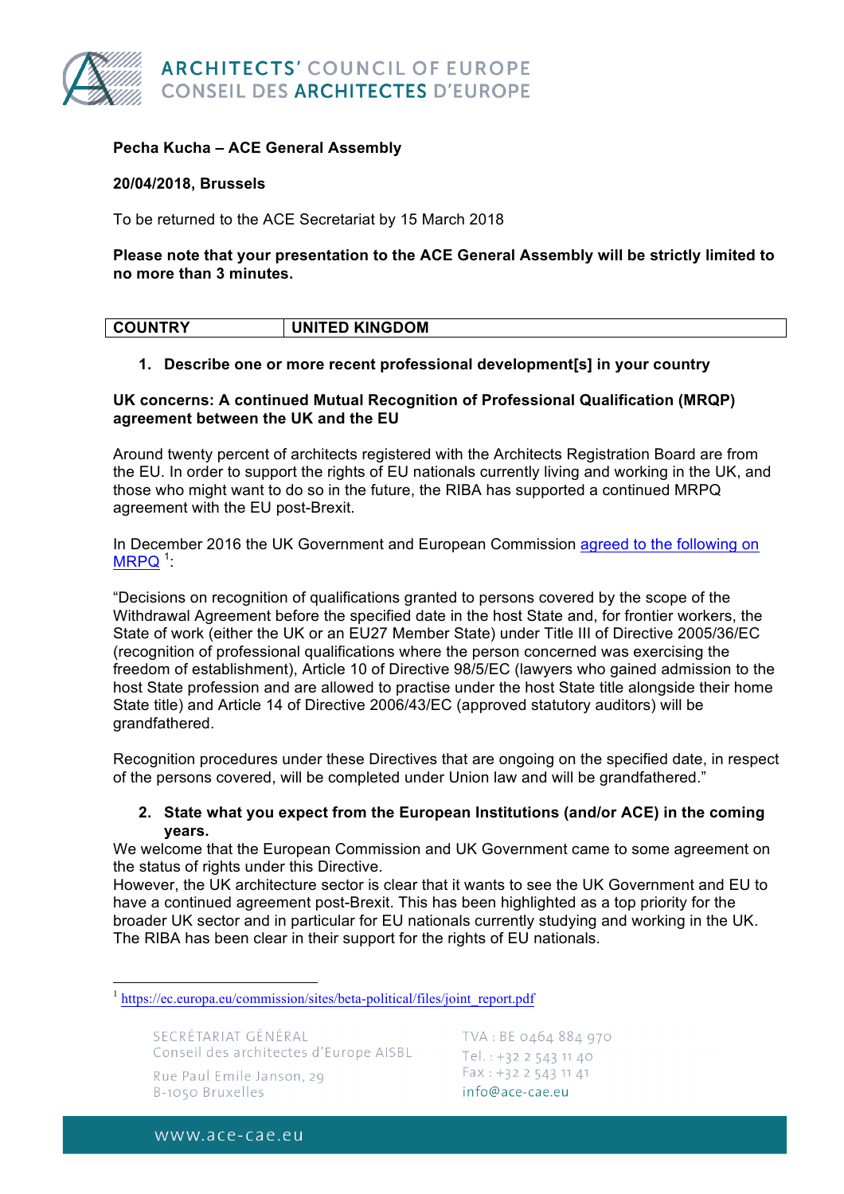**Pecha Kucha – ACE General Assembly**

**20/04/2018, Brussels**

To be returned to the ACE Secretariat by 15 March 2018

**Please note that your presentation to the ACE General Assembly will be strictly limited to no more than 3 minutes.**

| COUNTRY | UNITED KINGDOM |
|---|---|

1. **Describe one or more recent professional development[s] in your country**

**UK concerns: A continued Mutual Recognition of Professional Qualification (MRQP) agreement between the UK and the EU**

Around twenty percent of architects registered with the Architects Registration Board are from the EU. In order to support the rights of EU nationals currently living and working in the UK, and those who might want to do so in the future, the RIBA has supported a continued MRPQ agreement with the EU post-Brexit.

In December 2016 the UK Government and European Commission agreed to the following on MRPQ [1]:

"Decisions on recognition of qualifications granted to persons covered by the scope of the Withdrawal Agreement before the specified date in the host State and, for frontier workers, the State of work (either the UK or an EU27 Member State) under Title III of Directive 2005/36/EC (recognition of professional qualifications where the person concerned was exercising the freedom of establishment), Article 10 of Directive 98/5/EC (lawyers who gained admission to the host State profession and are allowed to practise under the host State title alongside their home State title) and Article 14 of Directive 2006/43/EC (approved statutory auditors) will be grandfathered.

Recognition procedures under these Directives that are ongoing on the specified date, in respect of the persons covered, will be completed under Union law and will be grandfathered."

2. **State what you expect from the European Institutions (and/or ACE) in the coming years.**

We welcome that the European Commission and UK Government came to some agreement on the status of rights under this Directive.
However, the UK architecture sector is clear that it wants to see the UK Government and EU to have a continued agreement post-Brexit. This has been highlighted as a top priority for the broader UK sector and in particular for EU nationals currently studying and working in the UK. The RIBA has been clear in their support for the rights of EU nationals.

[1] https://ec.europa.eu/commission/sites/beta-political/files/joint_report.pdf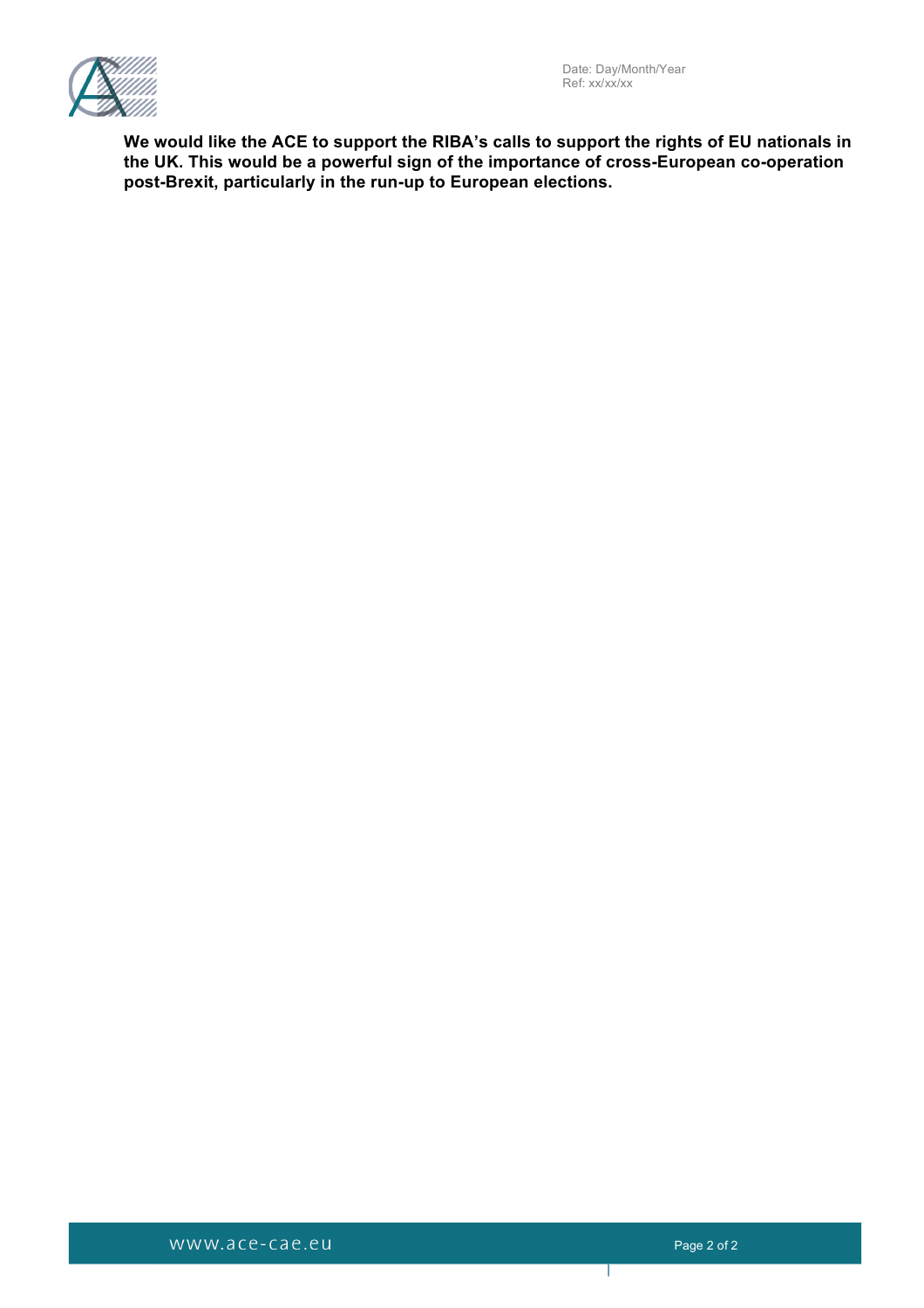**We would like the ACE to support the RIBA's calls to support the rights of EU nationals in the UK. This would be a powerful sign of the importance of cross-European co-operation post-Brexit, particularly in the run-up to European elections.**